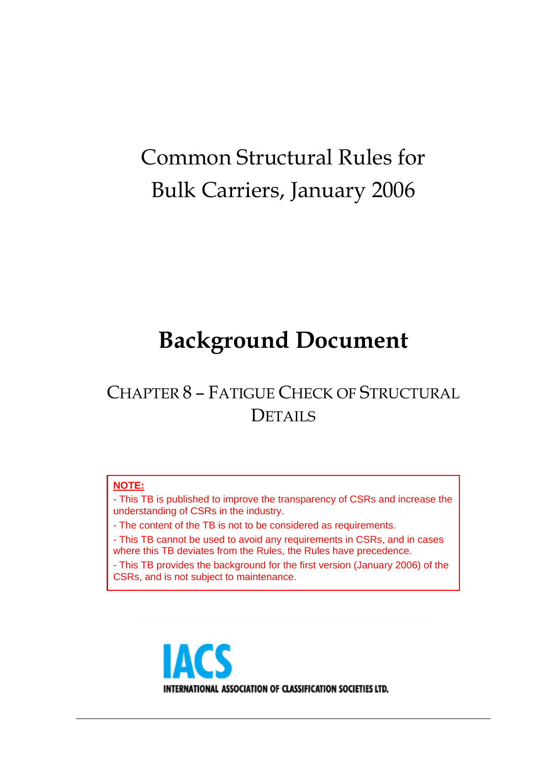# Common Structural Rules for Bulk Carriers, January 2006

# Background Document

## CHAPTER 8 – FATIGUE CHECK OF STRUCTURAL DETAILS

**NOTE:**

- This TB is published to improve the transparency of CSRs and increase the understanding of CSRs in the industry.
- The content of the TB is not to be considered as requirements.
- This TB cannot be used to avoid any requirements in CSRs, and in cases where this TB deviates from the Rules, the Rules have precedence.
- This TB provides the background for the first version (January 2006) of the CSRs, and is not subject to maintenance.

IACS

INTERNATIONAL ASSOCIATION OF CLASSIFICATION SOCIETIES LTD.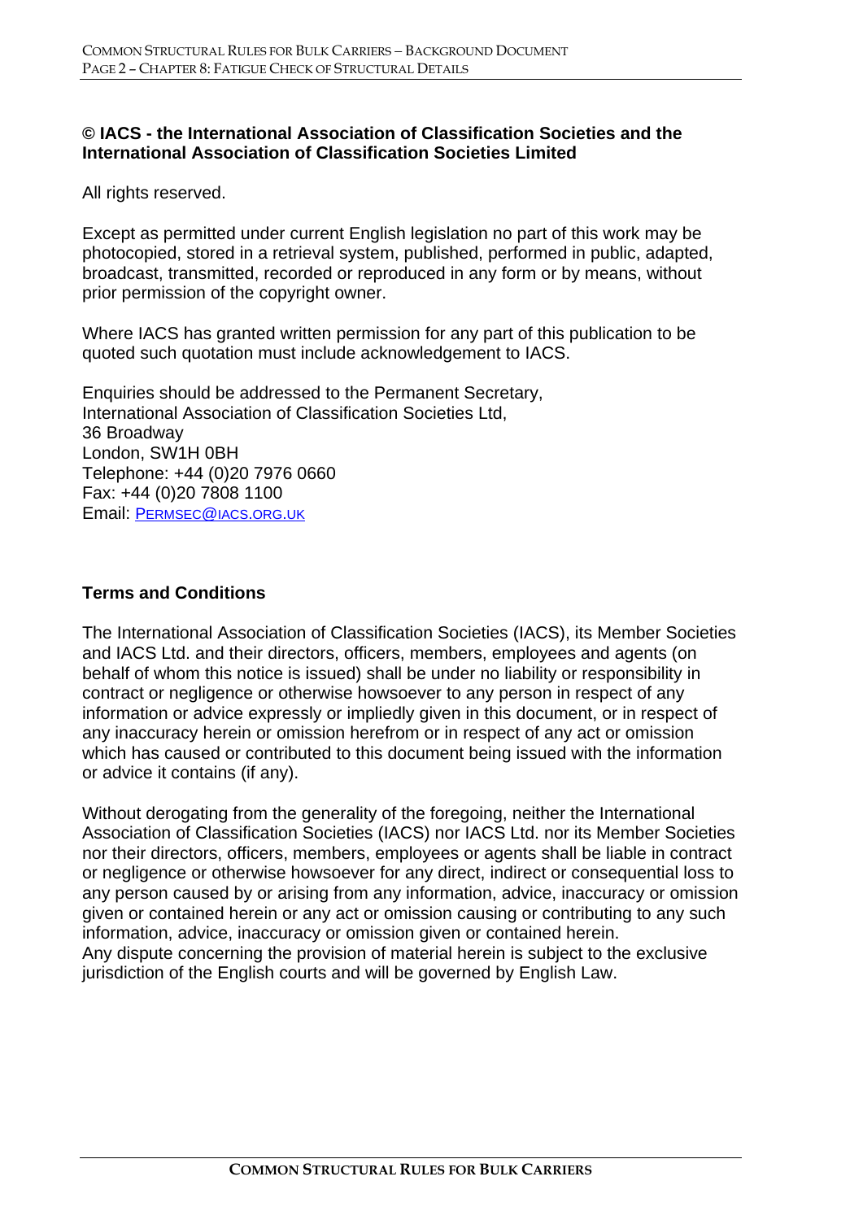**© IACS - the International Association of Classification Societies and the International Association of Classification Societies Limited**

All rights reserved.

Except as permitted under current English legislation no part of this work may be photocopied, stored in a retrieval system, published, performed in public, adapted, broadcast, transmitted, recorded or reproduced in any form or by means, without prior permission of the copyright owner.

Where IACS has granted written permission for any part of this publication to be quoted such quotation must include acknowledgement to IACS.

Enquiries should be addressed to the Permanent Secretary,
International Association of Classification Societies Ltd,
36 Broadway
London, SW1H 0BH
Telephone: +44 (0)20 7976 0660
Fax: +44 (0)20 7808 1100
Email: PERMSEC@IACS.ORG.UK

**Terms and Conditions**

The International Association of Classification Societies (IACS), its Member Societies and IACS Ltd. and their directors, officers, members, employees and agents (on behalf of whom this notice is issued) shall be under no liability or responsibility in contract or negligence or otherwise howsoever to any person in respect of any information or advice expressly or impliedly given in this document, or in respect of any inaccuracy herein or omission herefrom or in respect of any act or omission which has caused or contributed to this document being issued with the information or advice it contains (if any).

Without derogating from the generality of the foregoing, neither the International Association of Classification Societies (IACS) nor IACS Ltd. nor its Member Societies nor their directors, officers, members, employees or agents shall be liable in contract or negligence or otherwise howsoever for any direct, indirect or consequential loss to any person caused by or arising from any information, advice, inaccuracy or omission given or contained herein or any act or omission causing or contributing to any such information, advice, inaccuracy or omission given or contained herein.
Any dispute concerning the provision of material herein is subject to the exclusive jurisdiction of the English courts and will be governed by English Law.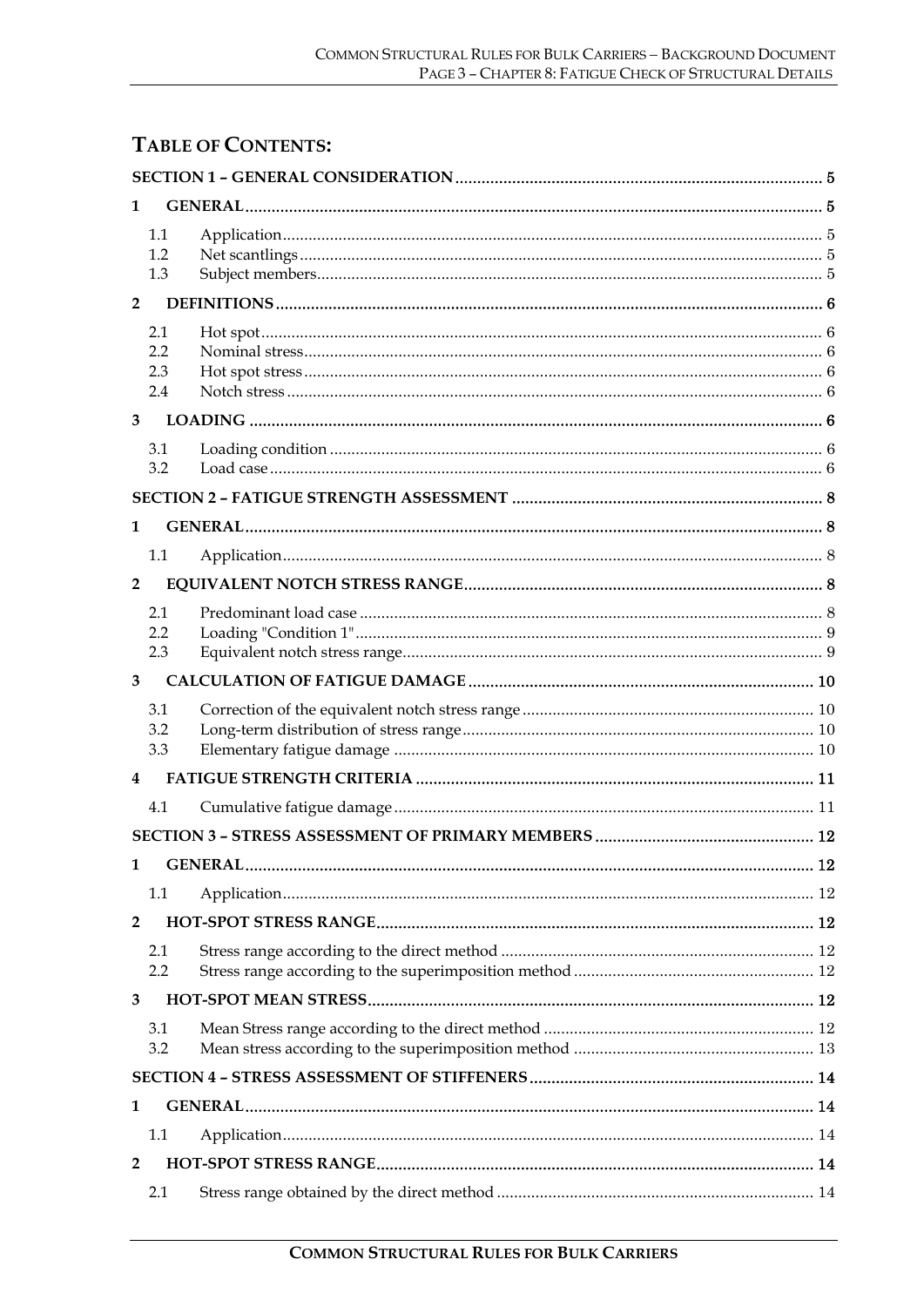# TABLE OF CONTENTS:

**SECTION 1 – GENERAL CONSIDERATION** ..... 5

**1 GENERAL** ..... 5

- 1.1 Application ..... 5
- 1.2 Net scantlings ..... 5
- 1.3 Subject members ..... 5

**2 DEFINITIONS** ..... 6

- 2.1 Hot spot ..... 6
- 2.2 Nominal stress ..... 6
- 2.3 Hot spot stress ..... 6
- 2.4 Notch stress ..... 6

**3 LOADING** ..... 6

- 3.1 Loading condition ..... 6
- 3.2 Load case ..... 6

**SECTION 2 – FATIGUE STRENGTH ASSESSMENT** ..... 8

**1 GENERAL** ..... 8

- 1.1 Application ..... 8

**2 EQUIVALENT NOTCH STRESS RANGE** ..... 8

- 2.1 Predominant load case ..... 8
- 2.2 Loading "Condition 1" ..... 9
- 2.3 Equivalent notch stress range ..... 9

**3 CALCULATION OF FATIGUE DAMAGE** ..... 10

- 3.1 Correction of the equivalent notch stress range ..... 10
- 3.2 Long-term distribution of stress range ..... 10
- 3.3 Elementary fatigue damage ..... 10

**4 FATIGUE STRENGTH CRITERIA** ..... 11

- 4.1 Cumulative fatigue damage ..... 11

**SECTION 3 – STRESS ASSESSMENT OF PRIMARY MEMBERS** ..... 12

**1 GENERAL** ..... 12

- 1.1 Application ..... 12

**2 HOT-SPOT STRESS RANGE** ..... 12

- 2.1 Stress range according to the direct method ..... 12
- 2.2 Stress range according to the superimposition method ..... 12

**3 HOT-SPOT MEAN STRESS** ..... 12

- 3.1 Mean Stress range according to the direct method ..... 12
- 3.2 Mean stress according to the superimposition method ..... 13

**SECTION 4 – STRESS ASSESSMENT OF STIFFENERS** ..... 14

**1 GENERAL** ..... 14

- 1.1 Application ..... 14

**2 HOT-SPOT STRESS RANGE** ..... 14

- 2.1 Stress range obtained by the direct method ..... 14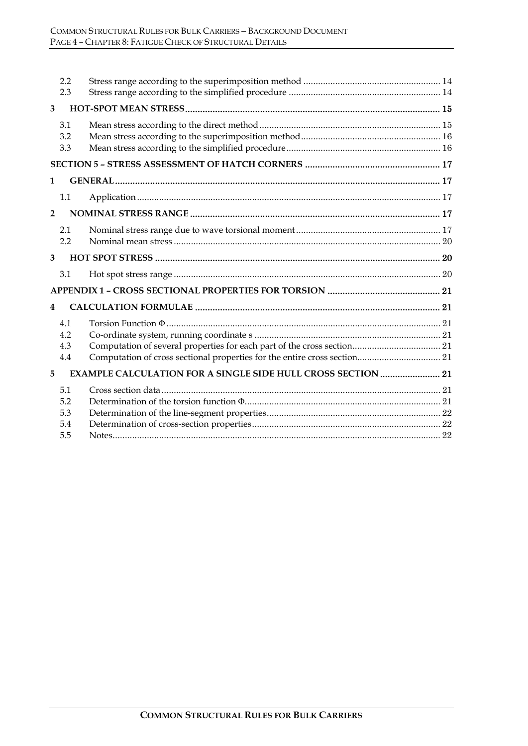| | | |
|---|---|---|
| 2.2 | Stress range according to the superimposition method | 14 |
| 2.3 | Stress range according to the simplified procedure | 14 |
| **3** | **HOT-SPOT MEAN STRESS** | **15** |
| 3.1 | Mean stress according to the direct method | 15 |
| 3.2 | Mean stress according to the superimposition method | 16 |
| 3.3 | Mean stress according to the simplified procedure | 16 |
| **SECTION 5 – STRESS ASSESSMENT OF HATCH CORNERS** | | **17** |
| **1** | **GENERAL** | **17** |
| 1.1 | Application | 17 |
| **2** | **NOMINAL STRESS RANGE** | **17** |
| 2.1 | Nominal stress range due to wave torsional moment | 17 |
| 2.2 | Nominal mean stress | 20 |
| **3** | **HOT SPOT STRESS** | **20** |
| 3.1 | Hot spot stress range | 20 |
| **APPENDIX 1 – CROSS SECTIONAL PROPERTIES FOR TORSION** | | **21** |
| **4** | **CALCULATION FORMULAE** | **21** |
| 4.1 | Torsion Function $\Phi$ | 21 |
| 4.2 | Co-ordinate system, running coordinate s | 21 |
| 4.3 | Computation of several properties for each part of the cross section | 21 |
| 4.4 | Computation of cross sectional properties for the entire cross section | 21 |
| **5** | **EXAMPLE CALCULATION FOR A SINGLE SIDE HULL CROSS SECTION** | **21** |
| 5.1 | Cross section data | 21 |
| 5.2 | Determination of the torsion function $\Phi$ | 21 |
| 5.3 | Determination of the line-segment properties | 22 |
| 5.4 | Determination of cross-section properties | 22 |
| 5.5 | Notes | 22 |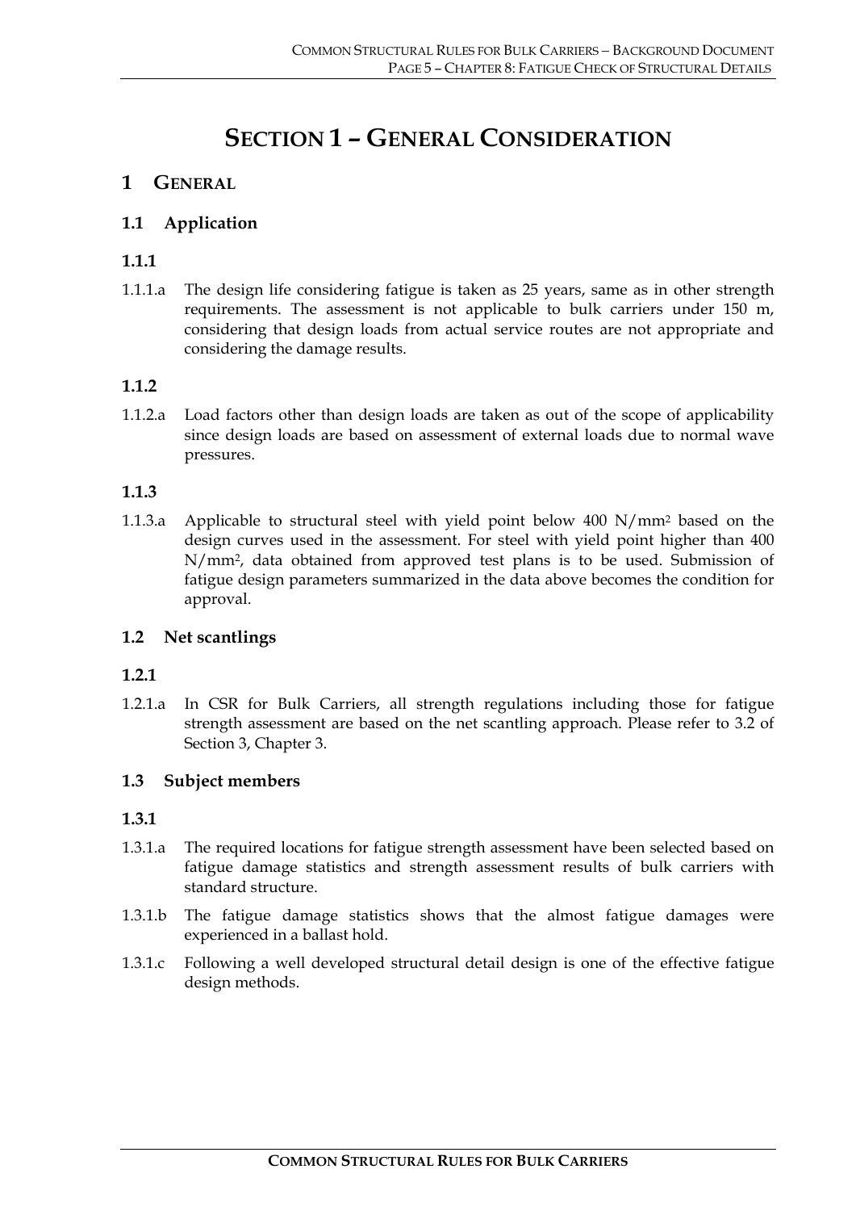# SECTION 1 – GENERAL CONSIDERATION

## 1 GENERAL

### 1.1 Application

#### 1.1.1

1.1.1.a The design life considering fatigue is taken as 25 years, same as in other strength requirements. The assessment is not applicable to bulk carriers under 150 m, considering that design loads from actual service routes are not appropriate and considering the damage results.

#### 1.1.2

1.1.2.a Load factors other than design loads are taken as out of the scope of applicability since design loads are based on assessment of external loads due to normal wave pressures.

#### 1.1.3

1.1.3.a Applicable to structural steel with yield point below 400 $N/mm^2$ based on the design curves used in the assessment. For steel with yield point higher than 400 $N/mm^2$, data obtained from approved test plans is to be used. Submission of fatigue design parameters summarized in the data above becomes the condition for approval.

### 1.2 Net scantlings

#### 1.2.1

1.2.1.a In CSR for Bulk Carriers, all strength regulations including those for fatigue strength assessment are based on the net scantling approach. Please refer to 3.2 of Section 3, Chapter 3.

### 1.3 Subject members

#### 1.3.1

1.3.1.a The required locations for fatigue strength assessment have been selected based on fatigue damage statistics and strength assessment results of bulk carriers with standard structure.

1.3.1.b The fatigue damage statistics shows that the almost fatigue damages were experienced in a ballast hold.

1.3.1.c Following a well developed structural detail design is one of the effective fatigue design methods.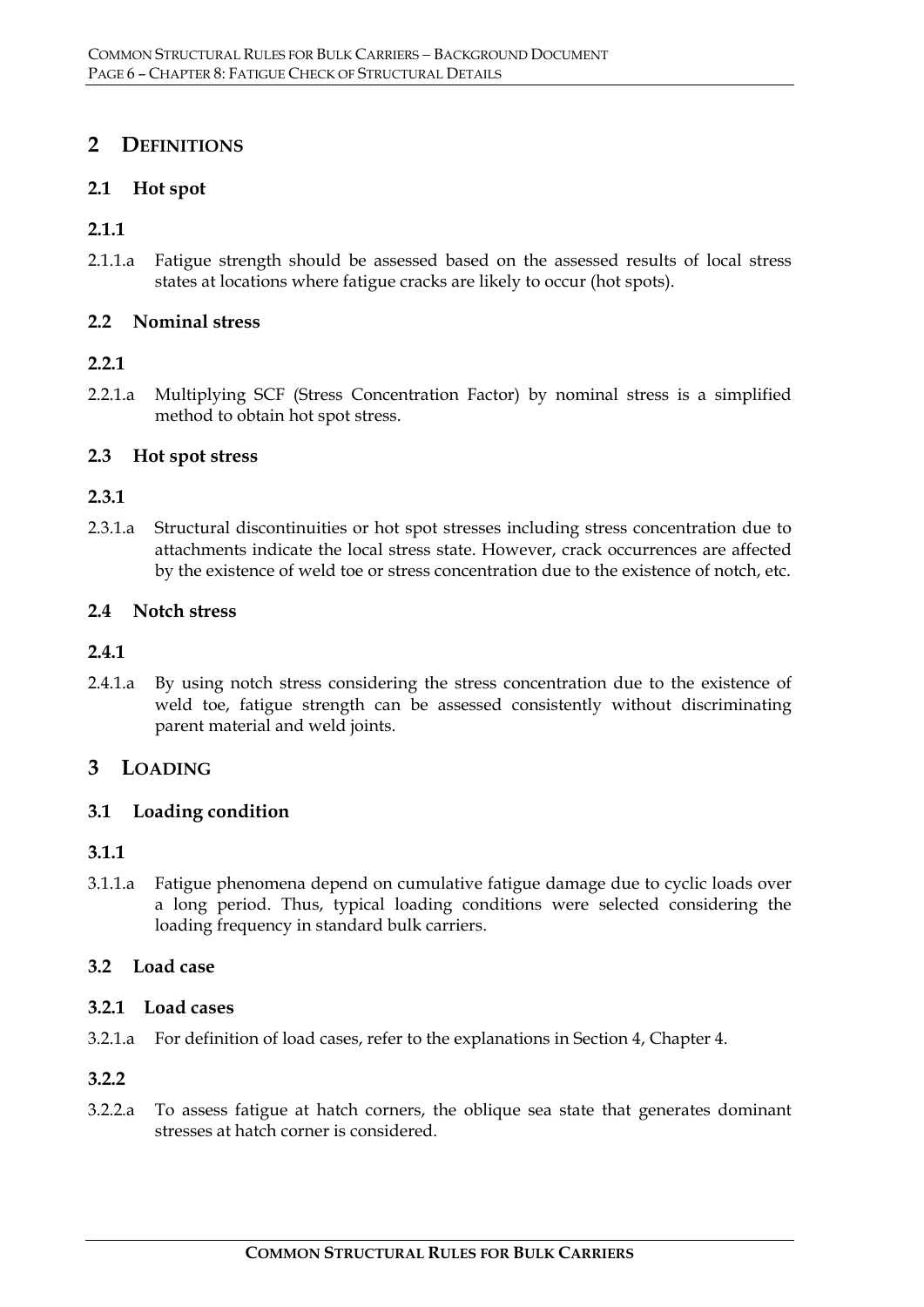# 2 DEFINITIONS

## 2.1 Hot spot

### 2.1.1

2.1.1.a Fatigue strength should be assessed based on the assessed results of local stress states at locations where fatigue cracks are likely to occur (hot spots).

## 2.2 Nominal stress

### 2.2.1

2.2.1.a Multiplying SCF (Stress Concentration Factor) by nominal stress is a simplified method to obtain hot spot stress.

## 2.3 Hot spot stress

### 2.3.1

2.3.1.a Structural discontinuities or hot spot stresses including stress concentration due to attachments indicate the local stress state. However, crack occurrences are affected by the existence of weld toe or stress concentration due to the existence of notch, etc.

## 2.4 Notch stress

### 2.4.1

2.4.1.a By using notch stress considering the stress concentration due to the existence of weld toe, fatigue strength can be assessed consistently without discriminating parent material and weld joints.

# 3 LOADING

## 3.1 Loading condition

### 3.1.1

3.1.1.a Fatigue phenomena depend on cumulative fatigue damage due to cyclic loads over a long period. Thus, typical loading conditions were selected considering the loading frequency in standard bulk carriers.

## 3.2 Load case

### 3.2.1 Load cases

3.2.1.a For definition of load cases, refer to the explanations in Section 4, Chapter 4.

### 3.2.2

3.2.2.a To assess fatigue at hatch corners, the oblique sea state that generates dominant stresses at hatch corner is considered.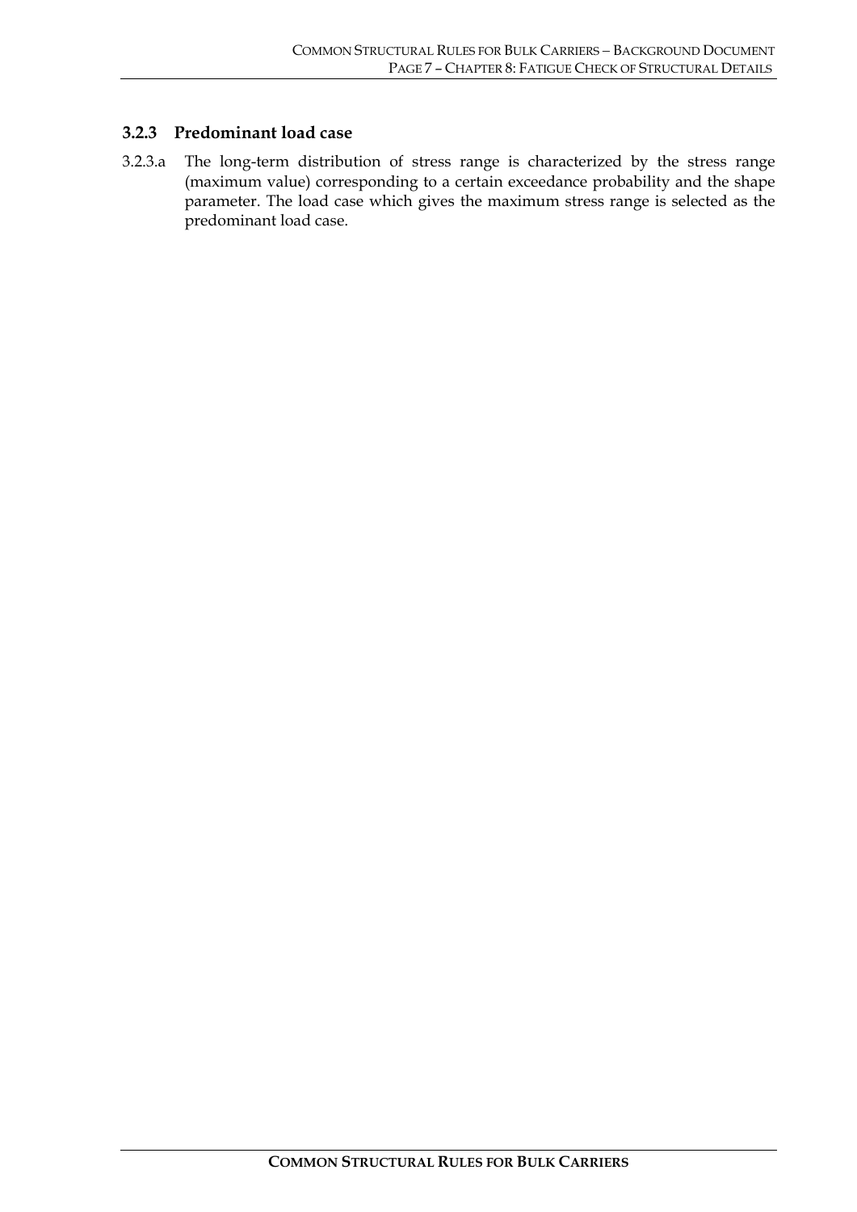### 3.2.3 Predominant load case

3.2.3.a The long-term distribution of stress range is characterized by the stress range (maximum value) corresponding to a certain exceedance probability and the shape parameter. The load case which gives the maximum stress range is selected as the predominant load case.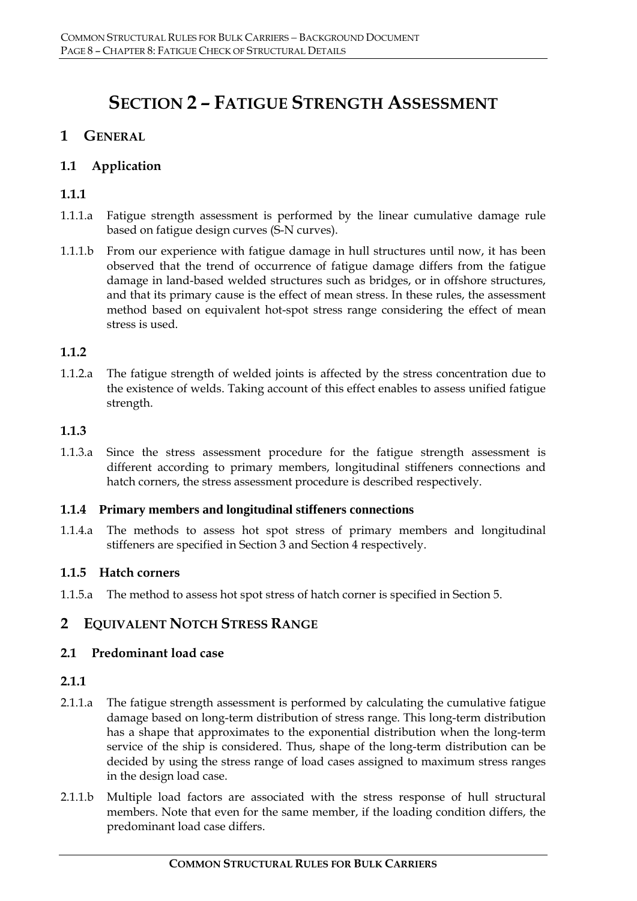# SECTION 2 – FATIGUE STRENGTH ASSESSMENT

## 1 GENERAL

### 1.1 Application

#### 1.1.1

1.1.1.a Fatigue strength assessment is performed by the linear cumulative damage rule based on fatigue design curves (S-N curves).

1.1.1.b From our experience with fatigue damage in hull structures until now, it has been observed that the trend of occurrence of fatigue damage differs from the fatigue damage in land-based welded structures such as bridges, or in offshore structures, and that its primary cause is the effect of mean stress. In these rules, the assessment method based on equivalent hot-spot stress range considering the effect of mean stress is used.

#### 1.1.2

1.1.2.a The fatigue strength of welded joints is affected by the stress concentration due to the existence of welds. Taking account of this effect enables to assess unified fatigue strength.

#### 1.1.3

1.1.3.a Since the stress assessment procedure for the fatigue strength assessment is different according to primary members, longitudinal stiffeners connections and hatch corners, the stress assessment procedure is described respectively.

#### 1.1.4 Primary members and longitudinal stiffeners connections

1.1.4.a The methods to assess hot spot stress of primary members and longitudinal stiffeners are specified in Section 3 and Section 4 respectively.

#### 1.1.5 Hatch corners

1.1.5.a The method to assess hot spot stress of hatch corner is specified in Section 5.

## 2 EQUIVALENT NOTCH STRESS RANGE

### 2.1 Predominant load case

#### 2.1.1

2.1.1.a The fatigue strength assessment is performed by calculating the cumulative fatigue damage based on long-term distribution of stress range. This long-term distribution has a shape that approximates to the exponential distribution when the long-term service of the ship is considered. Thus, shape of the long-term distribution can be decided by using the stress range of load cases assigned to maximum stress ranges in the design load case.

2.1.1.b Multiple load factors are associated with the stress response of hull structural members. Note that even for the same member, if the loading condition differs, the predominant load case differs.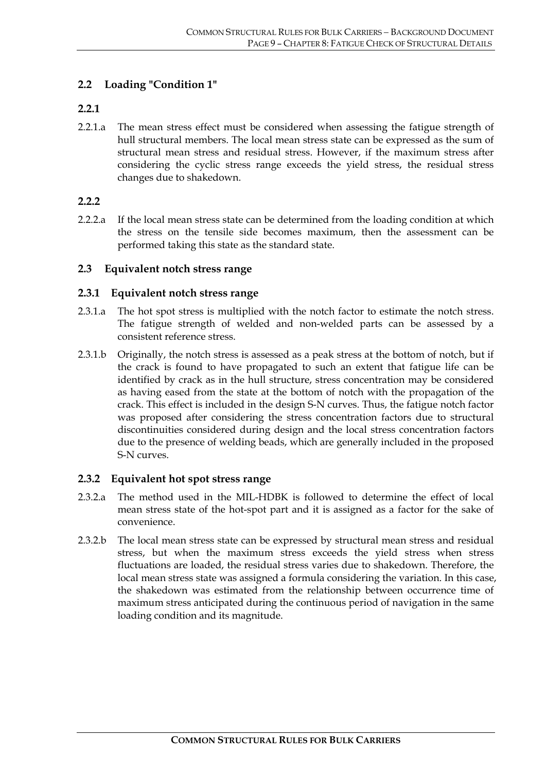## 2.2 Loading "Condition 1"

### 2.2.1

2.2.1.a The mean stress effect must be considered when assessing the fatigue strength of hull structural members. The local mean stress state can be expressed as the sum of structural mean stress and residual stress. However, if the maximum stress after considering the cyclic stress range exceeds the yield stress, the residual stress changes due to shakedown.

### 2.2.2

2.2.2.a If the local mean stress state can be determined from the loading condition at which the stress on the tensile side becomes maximum, then the assessment can be performed taking this state as the standard state.

## 2.3 Equivalent notch stress range

### 2.3.1 Equivalent notch stress range

2.3.1.a The hot spot stress is multiplied with the notch factor to estimate the notch stress. The fatigue strength of welded and non-welded parts can be assessed by a consistent reference stress.

2.3.1.b Originally, the notch stress is assessed as a peak stress at the bottom of notch, but if the crack is found to have propagated to such an extent that fatigue life can be identified by crack as in the hull structure, stress concentration may be considered as having eased from the state at the bottom of notch with the propagation of the crack. This effect is included in the design S-N curves. Thus, the fatigue notch factor was proposed after considering the stress concentration factors due to structural discontinuities considered during design and the local stress concentration factors due to the presence of welding beads, which are generally included in the proposed S-N curves.

### 2.3.2 Equivalent hot spot stress range

2.3.2.a The method used in the MIL-HDBK is followed to determine the effect of local mean stress state of the hot-spot part and it is assigned as a factor for the sake of convenience.

2.3.2.b The local mean stress state can be expressed by structural mean stress and residual stress, but when the maximum stress exceeds the yield stress when stress fluctuations are loaded, the residual stress varies due to shakedown. Therefore, the local mean stress state was assigned a formula considering the variation. In this case, the shakedown was estimated from the relationship between occurrence time of maximum stress anticipated during the continuous period of navigation in the same loading condition and its magnitude.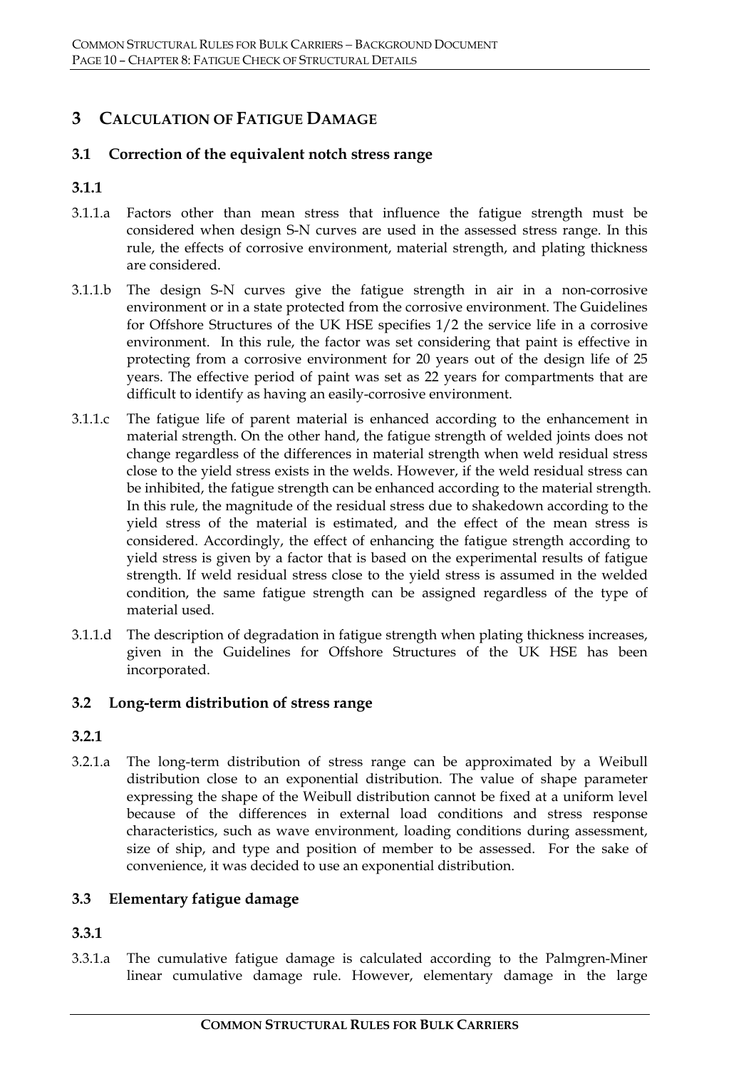# 3 CALCULATION OF FATIGUE DAMAGE

## 3.1 Correction of the equivalent notch stress range

### 3.1.1

3.1.1.a Factors other than mean stress that influence the fatigue strength must be considered when design S-N curves are used in the assessed stress range. In this rule, the effects of corrosive environment, material strength, and plating thickness are considered.

3.1.1.b The design S-N curves give the fatigue strength in air in a non-corrosive environment or in a state protected from the corrosive environment. The Guidelines for Offshore Structures of the UK HSE specifies 1/2 the service life in a corrosive environment. In this rule, the factor was set considering that paint is effective in protecting from a corrosive environment for 20 years out of the design life of 25 years. The effective period of paint was set as 22 years for compartments that are difficult to identify as having an easily-corrosive environment.

3.1.1.c The fatigue life of parent material is enhanced according to the enhancement in material strength. On the other hand, the fatigue strength of welded joints does not change regardless of the differences in material strength when weld residual stress close to the yield stress exists in the welds. However, if the weld residual stress can be inhibited, the fatigue strength can be enhanced according to the material strength. In this rule, the magnitude of the residual stress due to shakedown according to the yield stress of the material is estimated, and the effect of the mean stress is considered. Accordingly, the effect of enhancing the fatigue strength according to yield stress is given by a factor that is based on the experimental results of fatigue strength. If weld residual stress close to the yield stress is assumed in the welded condition, the same fatigue strength can be assigned regardless of the type of material used.

3.1.1.d The description of degradation in fatigue strength when plating thickness increases, given in the Guidelines for Offshore Structures of the UK HSE has been incorporated.

## 3.2 Long-term distribution of stress range

### 3.2.1

3.2.1.a The long-term distribution of stress range can be approximated by a Weibull distribution close to an exponential distribution. The value of shape parameter expressing the shape of the Weibull distribution cannot be fixed at a uniform level because of the differences in external load conditions and stress response characteristics, such as wave environment, loading conditions during assessment, size of ship, and type and position of member to be assessed. For the sake of convenience, it was decided to use an exponential distribution.

## 3.3 Elementary fatigue damage

### 3.3.1

3.3.1.a The cumulative fatigue damage is calculated according to the Palmgren-Miner linear cumulative damage rule. However, elementary damage in the large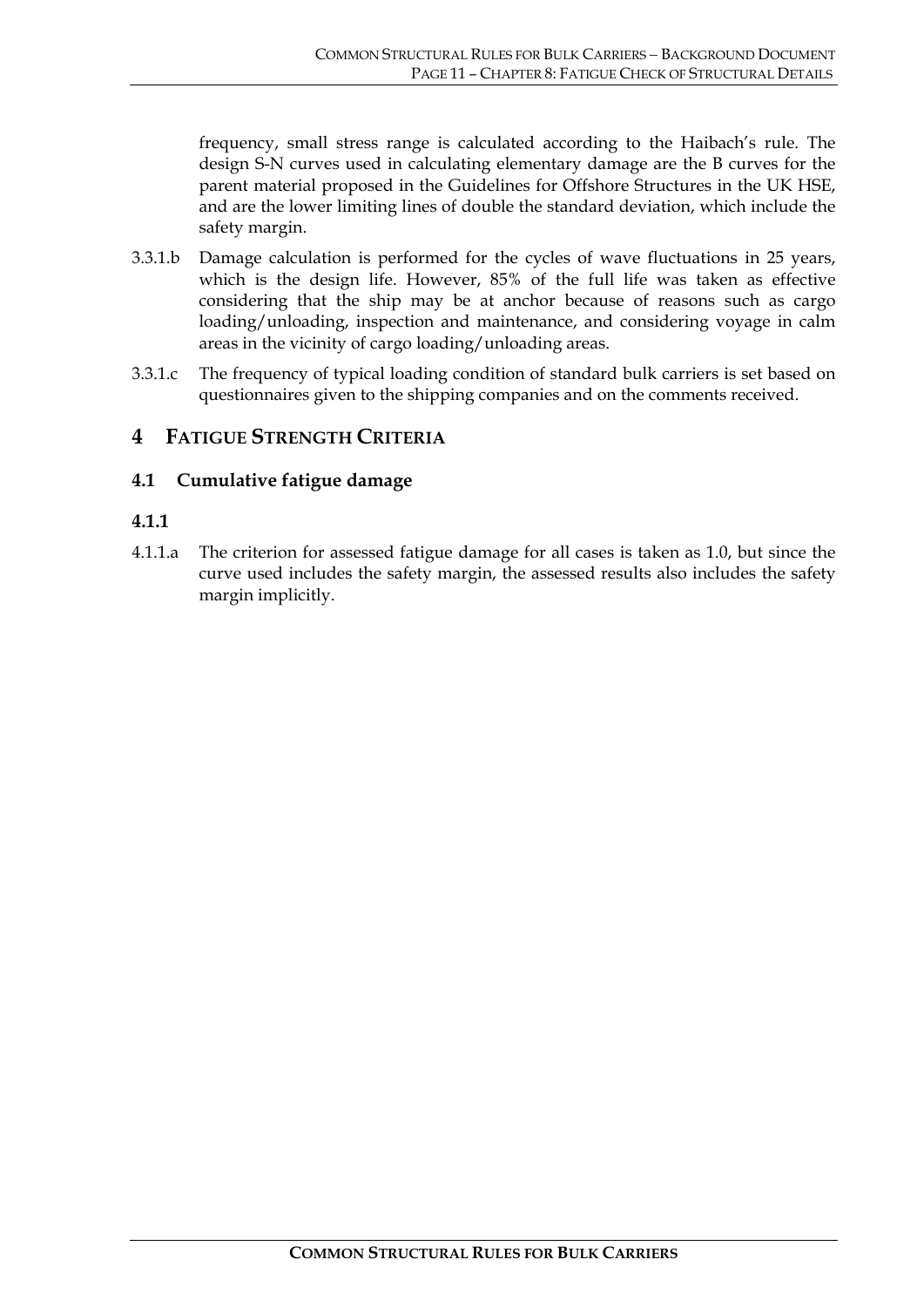frequency, small stress range is calculated according to the Haibach's rule. The design S-N curves used in calculating elementary damage are the B curves for the parent material proposed in the Guidelines for Offshore Structures in the UK HSE, and are the lower limiting lines of double the standard deviation, which include the safety margin.

3.3.1.b Damage calculation is performed for the cycles of wave fluctuations in 25 years, which is the design life. However, 85% of the full life was taken as effective considering that the ship may be at anchor because of reasons such as cargo loading/unloading, inspection and maintenance, and considering voyage in calm areas in the vicinity of cargo loading/unloading areas.

3.3.1.c The frequency of typical loading condition of standard bulk carriers is set based on questionnaires given to the shipping companies and on the comments received.

# 4 FATIGUE STRENGTH CRITERIA

## 4.1 Cumulative fatigue damage

### 4.1.1

4.1.1.a The criterion for assessed fatigue damage for all cases is taken as 1.0, but since the curve used includes the safety margin, the assessed results also includes the safety margin implicitly.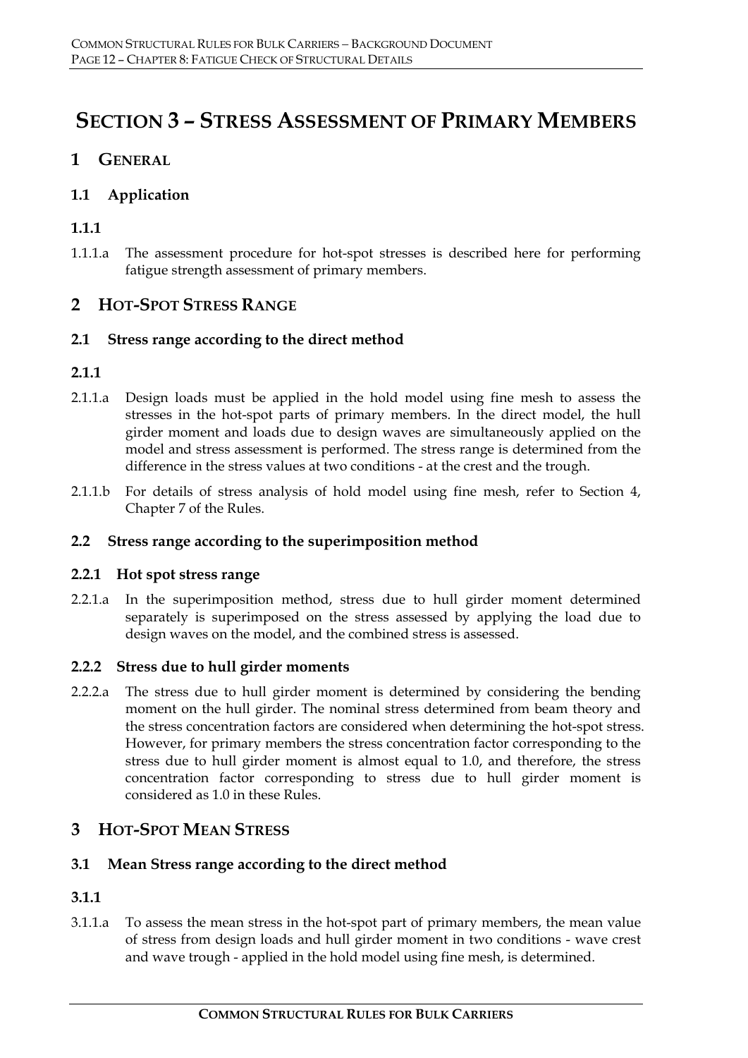# SECTION 3 – STRESS ASSESSMENT OF PRIMARY MEMBERS

## 1 GENERAL

### 1.1 Application

#### 1.1.1

1.1.1.a The assessment procedure for hot-spot stresses is described here for performing fatigue strength assessment of primary members.

## 2 HOT-SPOT STRESS RANGE

### 2.1 Stress range according to the direct method

#### 2.1.1

2.1.1.a Design loads must be applied in the hold model using fine mesh to assess the stresses in the hot-spot parts of primary members. In the direct model, the hull girder moment and loads due to design waves are simultaneously applied on the model and stress assessment is performed. The stress range is determined from the difference in the stress values at two conditions - at the crest and the trough.

2.1.1.b For details of stress analysis of hold model using fine mesh, refer to Section 4, Chapter 7 of the Rules.

### 2.2 Stress range according to the superimposition method

#### 2.2.1 Hot spot stress range

2.2.1.a In the superimposition method, stress due to hull girder moment determined separately is superimposed on the stress assessed by applying the load due to design waves on the model, and the combined stress is assessed.

#### 2.2.2 Stress due to hull girder moments

2.2.2.a The stress due to hull girder moment is determined by considering the bending moment on the hull girder. The nominal stress determined from beam theory and the stress concentration factors are considered when determining the hot-spot stress. However, for primary members the stress concentration factor corresponding to the stress due to hull girder moment is almost equal to 1.0, and therefore, the stress concentration factor corresponding to stress due to hull girder moment is considered as 1.0 in these Rules.

## 3 HOT-SPOT MEAN STRESS

### 3.1 Mean Stress range according to the direct method

#### 3.1.1

3.1.1.a To assess the mean stress in the hot-spot part of primary members, the mean value of stress from design loads and hull girder moment in two conditions - wave crest and wave trough - applied in the hold model using fine mesh, is determined.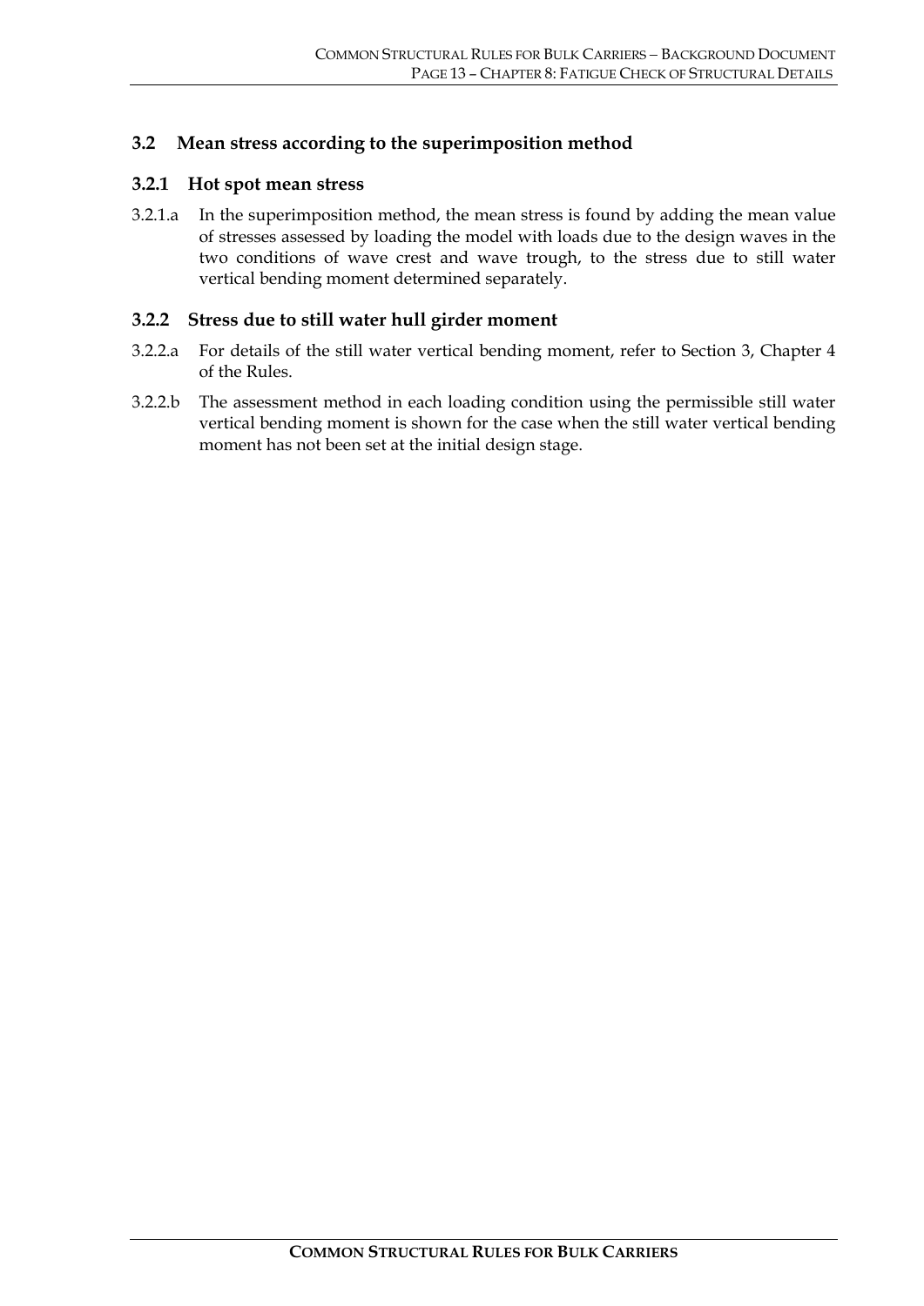## 3.2 Mean stress according to the superimposition method

### 3.2.1 Hot spot mean stress

3.2.1.a In the superimposition method, the mean stress is found by adding the mean value of stresses assessed by loading the model with loads due to the design waves in the two conditions of wave crest and wave trough, to the stress due to still water vertical bending moment determined separately.

### 3.2.2 Stress due to still water hull girder moment

3.2.2.a For details of the still water vertical bending moment, refer to Section 3, Chapter 4 of the Rules.

3.2.2.b The assessment method in each loading condition using the permissible still water vertical bending moment is shown for the case when the still water vertical bending moment has not been set at the initial design stage.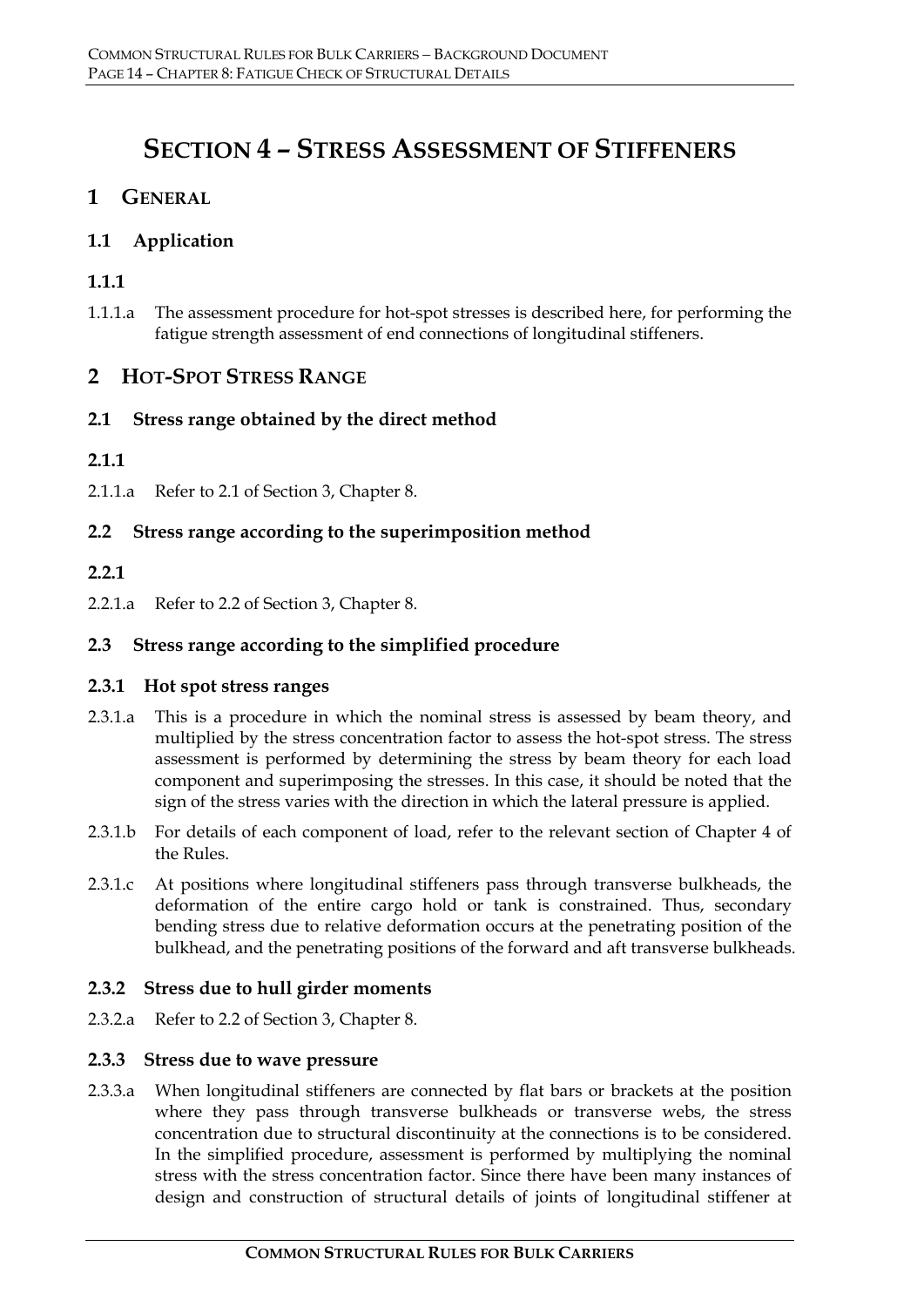# SECTION 4 – STRESS ASSESSMENT OF STIFFENERS

## 1 GENERAL

### 1.1 Application

#### 1.1.1

1.1.1.a The assessment procedure for hot-spot stresses is described here, for performing the fatigue strength assessment of end connections of longitudinal stiffeners.

## 2 HOT-SPOT STRESS RANGE

### 2.1 Stress range obtained by the direct method

#### 2.1.1

2.1.1.a Refer to 2.1 of Section 3, Chapter 8.

### 2.2 Stress range according to the superimposition method

#### 2.2.1

2.2.1.a Refer to 2.2 of Section 3, Chapter 8.

### 2.3 Stress range according to the simplified procedure

#### 2.3.1 Hot spot stress ranges

2.3.1.a This is a procedure in which the nominal stress is assessed by beam theory, and multiplied by the stress concentration factor to assess the hot-spot stress. The stress assessment is performed by determining the stress by beam theory for each load component and superimposing the stresses. In this case, it should be noted that the sign of the stress varies with the direction in which the lateral pressure is applied.

2.3.1.b For details of each component of load, refer to the relevant section of Chapter 4 of the Rules.

2.3.1.c At positions where longitudinal stiffeners pass through transverse bulkheads, the deformation of the entire cargo hold or tank is constrained. Thus, secondary bending stress due to relative deformation occurs at the penetrating position of the bulkhead, and the penetrating positions of the forward and aft transverse bulkheads.

#### 2.3.2 Stress due to hull girder moments

2.3.2.a Refer to 2.2 of Section 3, Chapter 8.

#### 2.3.3 Stress due to wave pressure

2.3.3.a When longitudinal stiffeners are connected by flat bars or brackets at the position where they pass through transverse bulkheads or transverse webs, the stress concentration due to structural discontinuity at the connections is to be considered. In the simplified procedure, assessment is performed by multiplying the nominal stress with the stress concentration factor. Since there have been many instances of design and construction of structural details of joints of longitudinal stiffener at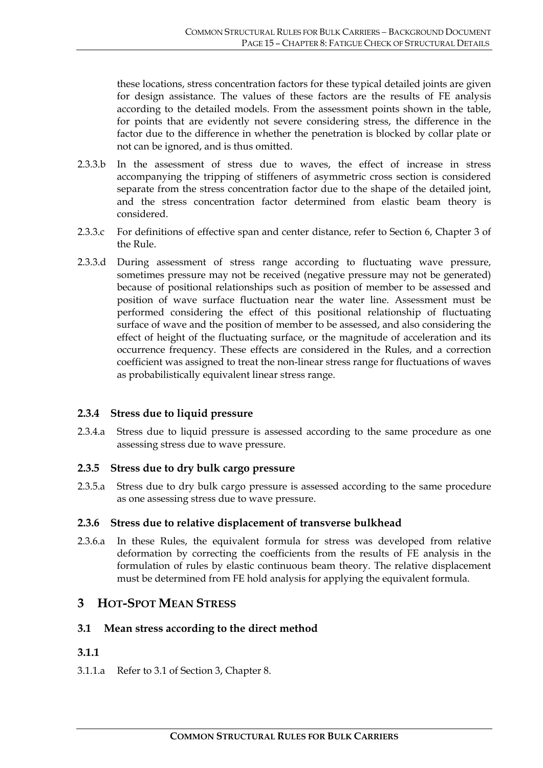these locations, stress concentration factors for these typical detailed joints are given for design assistance. The values of these factors are the results of FE analysis according to the detailed models. From the assessment points shown in the table, for points that are evidently not severe considering stress, the difference in the factor due to the difference in whether the penetration is blocked by collar plate or not can be ignored, and is thus omitted.

2.3.3.b In the assessment of stress due to waves, the effect of increase in stress accompanying the tripping of stiffeners of asymmetric cross section is considered separate from the stress concentration factor due to the shape of the detailed joint, and the stress concentration factor determined from elastic beam theory is considered.

2.3.3.c For definitions of effective span and center distance, refer to Section 6, Chapter 3 of the Rule.

2.3.3.d During assessment of stress range according to fluctuating wave pressure, sometimes pressure may not be received (negative pressure may not be generated) because of positional relationships such as position of member to be assessed and position of wave surface fluctuation near the water line. Assessment must be performed considering the effect of this positional relationship of fluctuating surface of wave and the position of member to be assessed, and also considering the effect of height of the fluctuating surface, or the magnitude of acceleration and its occurrence frequency. These effects are considered in the Rules, and a correction coefficient was assigned to treat the non-linear stress range for fluctuations of waves as probabilistically equivalent linear stress range.

### 2.3.4 Stress due to liquid pressure

2.3.4.a Stress due to liquid pressure is assessed according to the same procedure as one assessing stress due to wave pressure.

### 2.3.5 Stress due to dry bulk cargo pressure

2.3.5.a Stress due to dry bulk cargo pressure is assessed according to the same procedure as one assessing stress due to wave pressure.

### 2.3.6 Stress due to relative displacement of transverse bulkhead

2.3.6.a In these Rules, the equivalent formula for stress was developed from relative deformation by correcting the coefficients from the results of FE analysis in the formulation of rules by elastic continuous beam theory. The relative displacement must be determined from FE hold analysis for applying the equivalent formula.

# 3 HOT-SPOT MEAN STRESS

## 3.1 Mean stress according to the direct method

### 3.1.1

3.1.1.a Refer to 3.1 of Section 3, Chapter 8.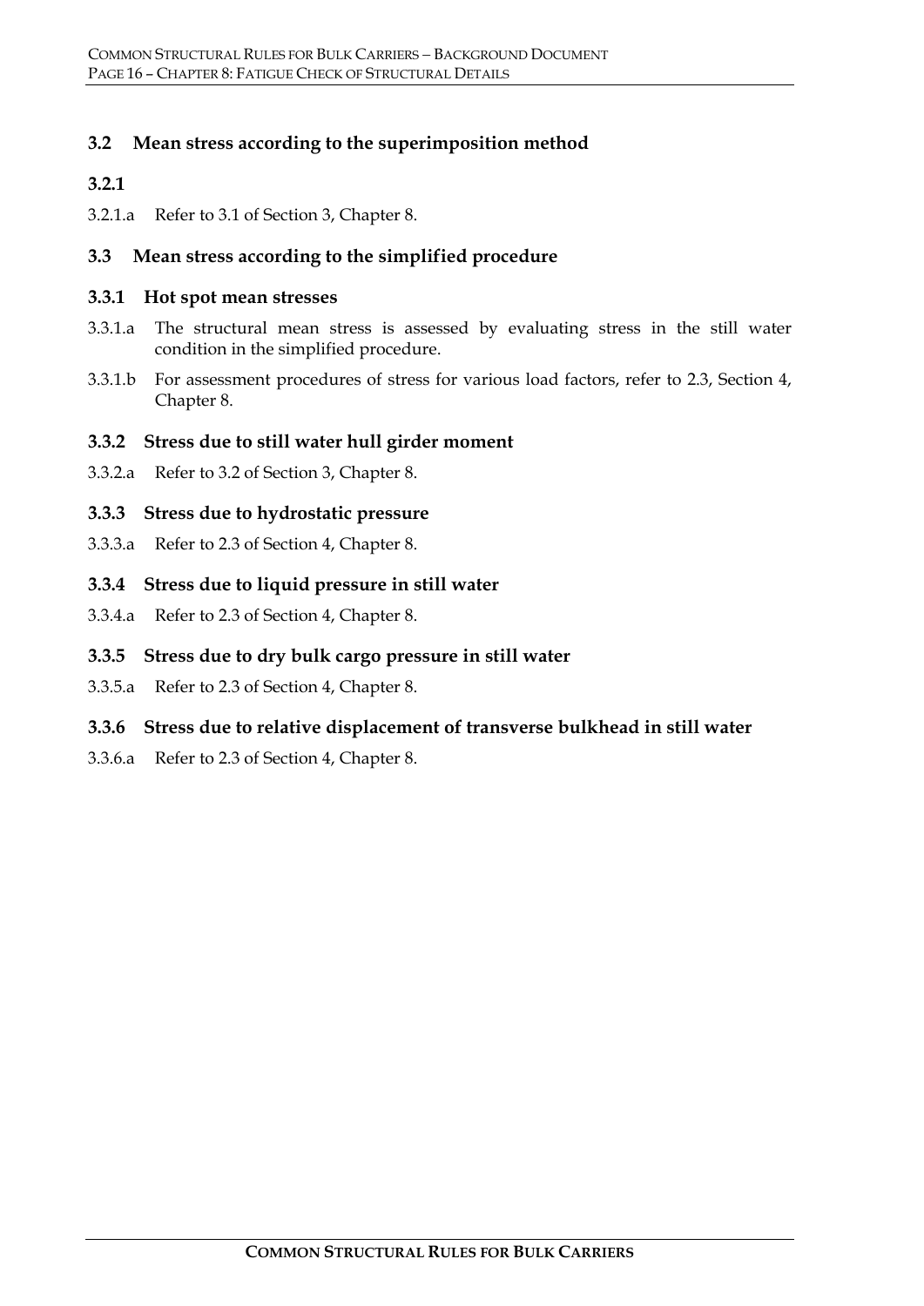### 3.2 Mean stress according to the superimposition method

#### 3.2.1

3.2.1.a Refer to 3.1 of Section 3, Chapter 8.

### 3.3 Mean stress according to the simplified procedure

#### 3.3.1 Hot spot mean stresses

3.3.1.a The structural mean stress is assessed by evaluating stress in the still water condition in the simplified procedure.

3.3.1.b For assessment procedures of stress for various load factors, refer to 2.3, Section 4, Chapter 8.

#### 3.3.2 Stress due to still water hull girder moment

3.3.2.a Refer to 3.2 of Section 3, Chapter 8.

#### 3.3.3 Stress due to hydrostatic pressure

3.3.3.a Refer to 2.3 of Section 4, Chapter 8.

#### 3.3.4 Stress due to liquid pressure in still water

3.3.4.a Refer to 2.3 of Section 4, Chapter 8.

#### 3.3.5 Stress due to dry bulk cargo pressure in still water

3.3.5.a Refer to 2.3 of Section 4, Chapter 8.

#### 3.3.6 Stress due to relative displacement of transverse bulkhead in still water

3.3.6.a Refer to 2.3 of Section 4, Chapter 8.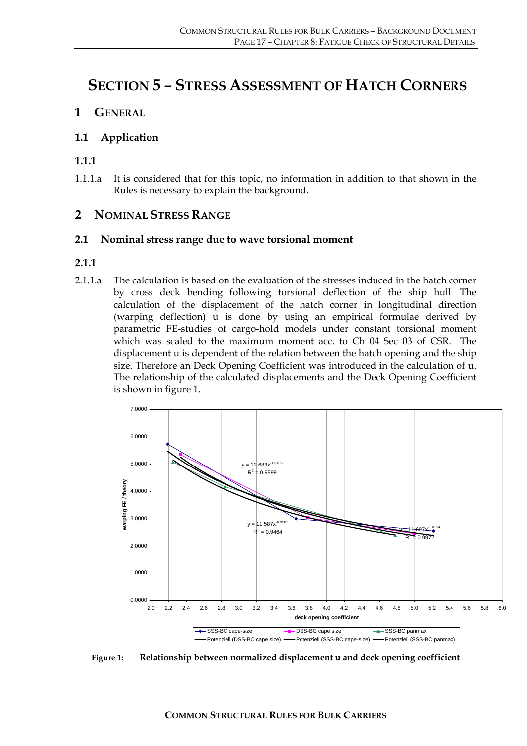# SECTION 5 – STRESS ASSESSMENT OF HATCH CORNERS

## 1 GENERAL

### 1.1 Application

#### 1.1.1

1.1.1.a It is considered that for this topic, no information in addition to that shown in the Rules is necessary to explain the background.

## 2 NOMINAL STRESS RANGE

### 2.1 Nominal stress range due to wave torsional moment

#### 2.1.1

2.1.1.a The calculation is based on the evaluation of the stresses induced in the hatch corner by cross deck bending following torsional deflection of the ship hull. The calculation of the displacement of the hatch corner in longitudinal direction (warping deflection) u is done by using an empirical formulae derived by parametric FE-studies of cargo-hold models under constant torsional moment which was scaled to the maximum moment acc. to Ch 04 Sec 03 of CSR. The displacement u is dependent of the relation between the hatch opening and the ship size. Therefore an Deck Opening Coefficient was introduced in the calculation of u. The relationship of the calculated displacements and the Deck Opening Coefficient is shown in figure 1.

**Figure 1: Relationship between normalized displacement u and deck opening coefficient**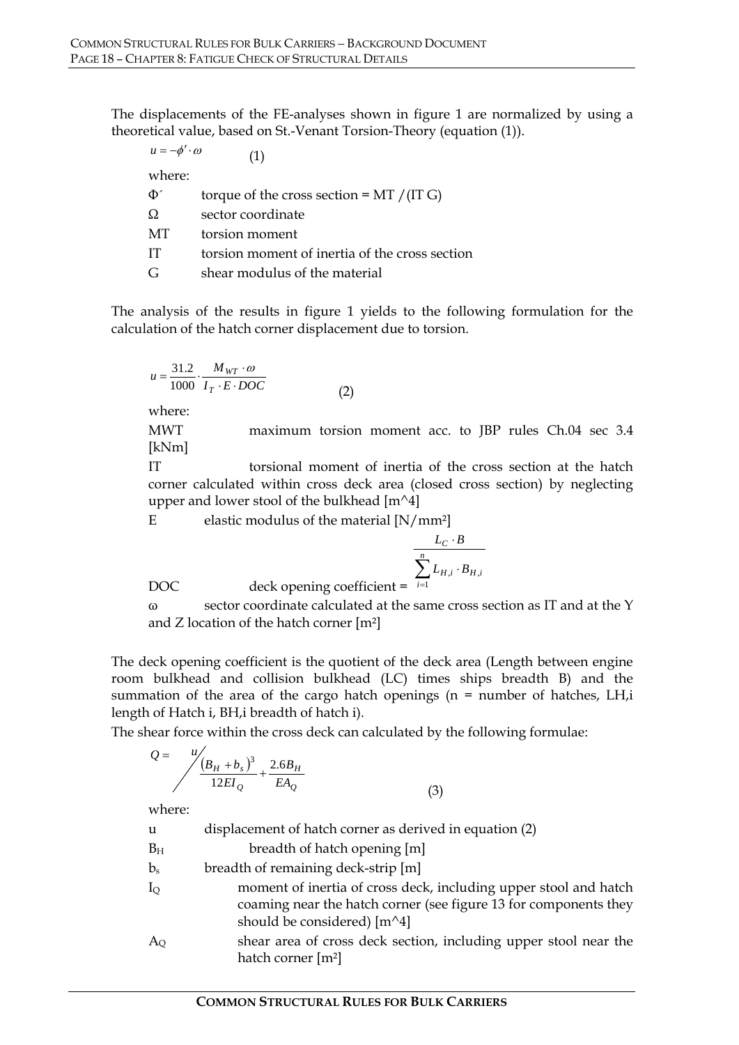The displacements of the FE-analyses shown in figure 1 are normalized by using a theoretical value, based on St.-Venant Torsion-Theory (equation (1)).

$$u = -\phi' \cdot \omega \qquad (1)$$

where:

| | |
|---|---|
| $\Phi'$ | torque of the cross section = MT / (IT G) |
| $\Omega$ | sector coordinate |
| MT | torsion moment |
| IT | torsion moment of inertia of the cross section |
| G | shear modulus of the material |

The analysis of the results in figure 1 yields to the following formulation for the calculation of the hatch corner displacement due to torsion.

$$u = \frac{31.2}{1000} \cdot \frac{M_{WT} \cdot \omega}{I_T \cdot E \cdot DOC} \qquad (2)$$

where:

MWT maximum torsion moment acc. to JBP rules Ch.04 sec 3.4 [kNm]

IT torsional moment of inertia of the cross section at the hatch corner calculated within cross deck area (closed cross section) by neglecting upper and lower stool of the bulkhead [m^4]

E elastic modulus of the material [N/mm²]

DOC deck opening coefficient = $\dfrac{L_C \cdot B}{\sum_{i=1}^{n} L_{H,i} \cdot B_{H,i}}$

ω sector coordinate calculated at the same cross section as IT and at the Y and Z location of the hatch corner [m²]

The deck opening coefficient is the quotient of the deck area (Length between engine room bulkhead and collision bulkhead (LC) times ships breadth B) and the summation of the area of the cargo hatch openings (n = number of hatches, LH,i length of Hatch i, BH,i breadth of hatch i).

The shear force within the cross deck can calculated by the following formulae:

$$Q = u \Big/ \left( \frac{(B_H + b_s)^3}{12EI_Q} + \frac{2.6B_H}{EA_Q} \right) \qquad (3)$$

where:

| | |
|---|---|
| u | displacement of hatch corner as derived in equation (2) |
| $B_H$ | breadth of hatch opening [m] |
| $b_s$ | breadth of remaining deck-strip [m] |
| $I_Q$ | moment of inertia of cross deck, including upper stool and hatch coaming near the hatch corner (see figure 13 for components they should be considered) [m^4] |
| $A_Q$ | shear area of cross deck section, including upper stool near the hatch corner [m²] |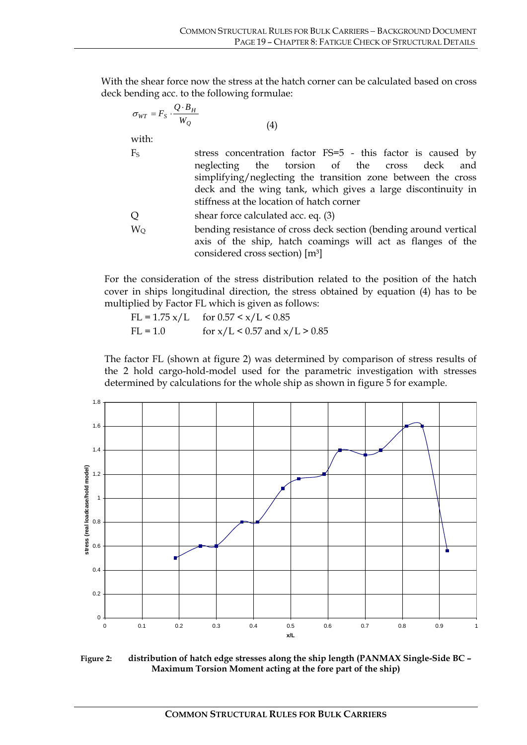With the shear force now the stress at the hatch corner can be calculated based on cross deck bending acc. to the following formulae:

$$\sigma_{WT} = F_S \cdot \frac{Q \cdot B_H}{W_Q} \qquad (4)$$

with:

- $F_S$ — stress concentration factor FS=5 - this factor is caused by neglecting the torsion of the cross deck and simplifying/neglecting the transition zone between the cross deck and the wing tank, which gives a large discontinuity in stiffness at the location of hatch corner
- $Q$ — shear force calculated acc. eq. (3)
- $W_Q$ — bending resistance of cross deck section (bending around vertical axis of the ship, hatch coamings will act as flanges of the considered cross section) [m³]

For the consideration of the stress distribution related to the position of the hatch cover in ships longitudinal direction, the stress obtained by equation (4) has to be multiplied by Factor FL which is given as follows:

$FL = 1.75\ x/L$ for $0.57 < x/L < 0.85$

$FL = 1.0$ for $x/L < 0.57$ and $x/L > 0.85$

The factor FL (shown at figure 2) was determined by comparison of stress results of the 2 hold cargo-hold-model used for the parametric investigation with stresses determined by calculations for the whole ship as shown in figure 5 for example.

**Figure 2:** distribution of hatch edge stresses along the ship length (PANMAX Single-Side BC – Maximum Torsion Moment acting at the fore part of the ship)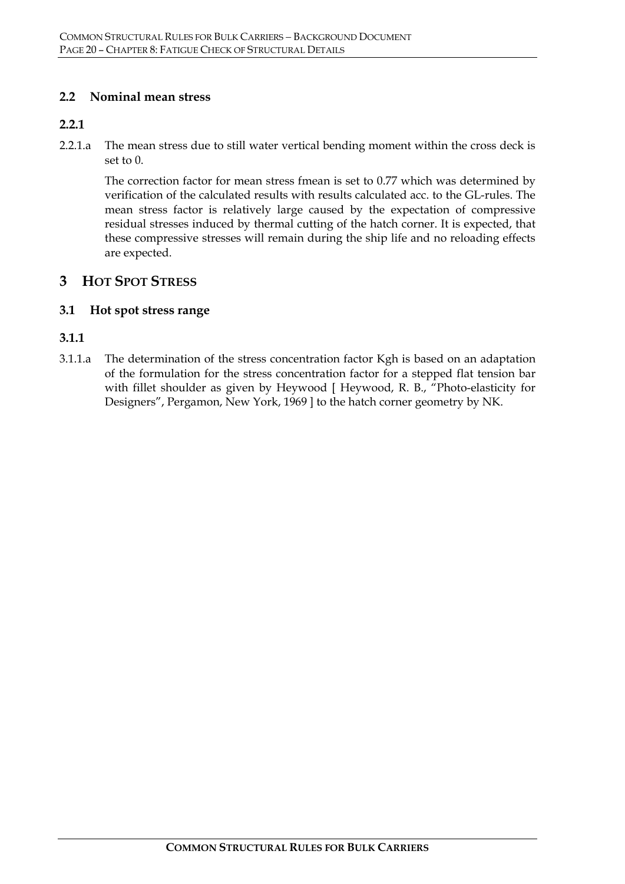## 2.2 Nominal mean stress

### 2.2.1

2.2.1.a The mean stress due to still water vertical bending moment within the cross deck is set to 0.

The correction factor for mean stress fmean is set to 0.77 which was determined by verification of the calculated results with results calculated acc. to the GL-rules. The mean stress factor is relatively large caused by the expectation of compressive residual stresses induced by thermal cutting of the hatch corner. It is expected, that these compressive stresses will remain during the ship life and no reloading effects are expected.

# 3 HOT SPOT STRESS

## 3.1 Hot spot stress range

### 3.1.1

3.1.1.a The determination of the stress concentration factor Kgh is based on an adaptation of the formulation for the stress concentration factor for a stepped flat tension bar with fillet shoulder as given by Heywood [ Heywood, R. B., "Photo-elasticity for Designers", Pergamon, New York, 1969 ] to the hatch corner geometry by NK.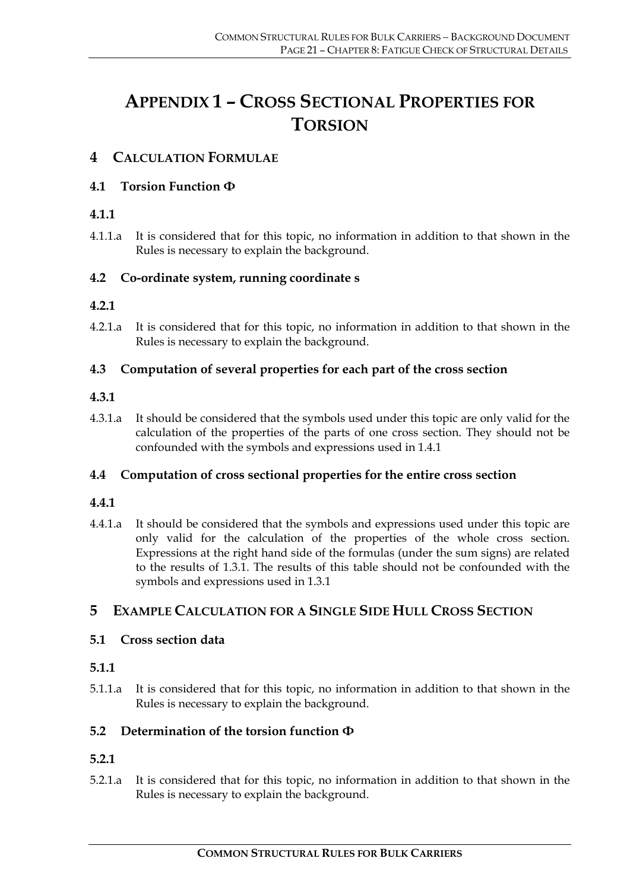# APPENDIX 1 – CROSS SECTIONAL PROPERTIES FOR TORSION

## 4 CALCULATION FORMULAE

### 4.1 Torsion Function Φ

#### 4.1.1

4.1.1.a It is considered that for this topic, no information in addition to that shown in the Rules is necessary to explain the background.

### 4.2 Co-ordinate system, running coordinate s

#### 4.2.1

4.2.1.a It is considered that for this topic, no information in addition to that shown in the Rules is necessary to explain the background.

### 4.3 Computation of several properties for each part of the cross section

#### 4.3.1

4.3.1.a It should be considered that the symbols used under this topic are only valid for the calculation of the properties of the parts of one cross section. They should not be confounded with the symbols and expressions used in 1.4.1

### 4.4 Computation of cross sectional properties for the entire cross section

#### 4.4.1

4.4.1.a It should be considered that the symbols and expressions used under this topic are only valid for the calculation of the properties of the whole cross section. Expressions at the right hand side of the formulas (under the sum signs) are related to the results of 1.3.1. The results of this table should not be confounded with the symbols and expressions used in 1.3.1

## 5 EXAMPLE CALCULATION FOR A SINGLE SIDE HULL CROSS SECTION

### 5.1 Cross section data

#### 5.1.1

5.1.1.a It is considered that for this topic, no information in addition to that shown in the Rules is necessary to explain the background.

### 5.2 Determination of the torsion function Φ

#### 5.2.1

5.2.1.a It is considered that for this topic, no information in addition to that shown in the Rules is necessary to explain the background.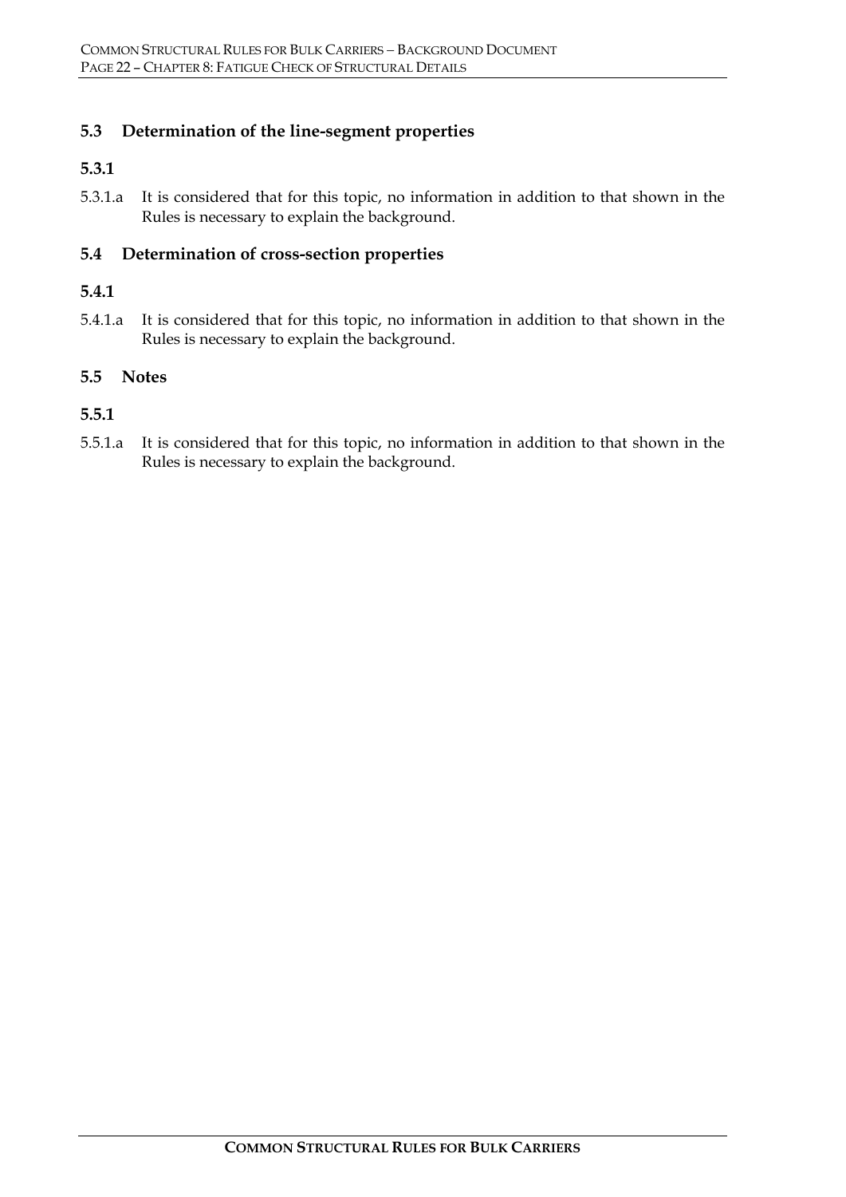## 5.3 Determination of the line-segment properties

### 5.3.1

5.3.1.a It is considered that for this topic, no information in addition to that shown in the Rules is necessary to explain the background.

## 5.4 Determination of cross-section properties

### 5.4.1

5.4.1.a It is considered that for this topic, no information in addition to that shown in the Rules is necessary to explain the background.

## 5.5 Notes

### 5.5.1

5.5.1.a It is considered that for this topic, no information in addition to that shown in the Rules is necessary to explain the background.